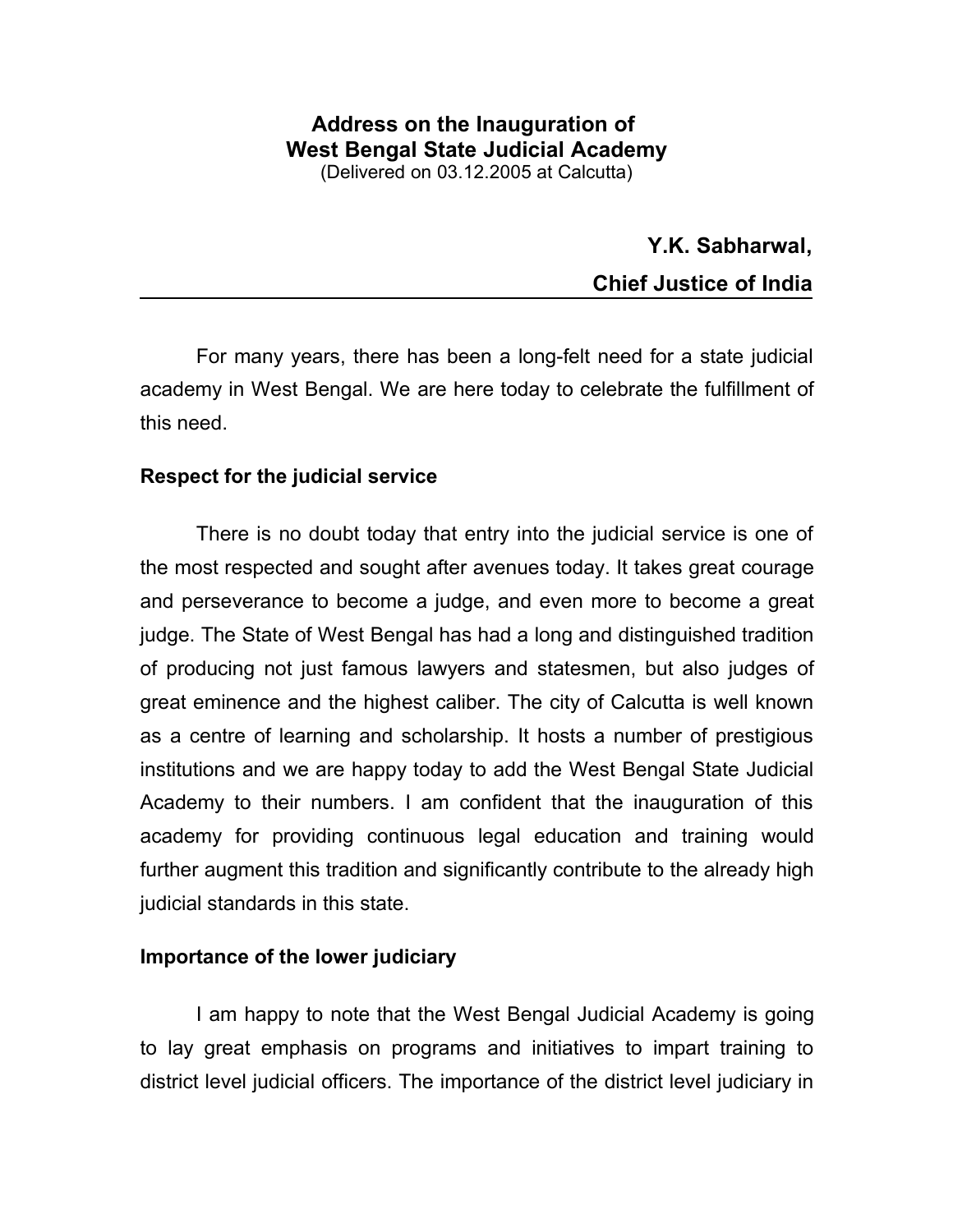# Address on the Inauguration of West Bengal State Judicial Academy

(Delivered on 03.12.2005 at Calcutta)

**Y.K. Sabharwal,**

**Chief Justice of India**

---

For many years, there has been a long-felt need for a state judicial academy in West Bengal. We are here today to celebrate the fulfillment of this need.

## Respect for the judicial service

There is no doubt today that entry into the judicial service is one of the most respected and sought after avenues today. It takes great courage and perseverance to become a judge, and even more to become a great judge. The State of West Bengal has had a long and distinguished tradition of producing not just famous lawyers and statesmen, but also judges of great eminence and the highest caliber. The city of Calcutta is well known as a centre of learning and scholarship. It hosts a number of prestigious institutions and we are happy today to add the West Bengal State Judicial Academy to their numbers. I am confident that the inauguration of this academy for providing continuous legal education and training would further augment this tradition and significantly contribute to the already high judicial standards in this state.

## Importance of the lower judiciary

I am happy to note that the West Bengal Judicial Academy is going to lay great emphasis on programs and initiatives to impart training to district level judicial officers. The importance of the district level judiciary in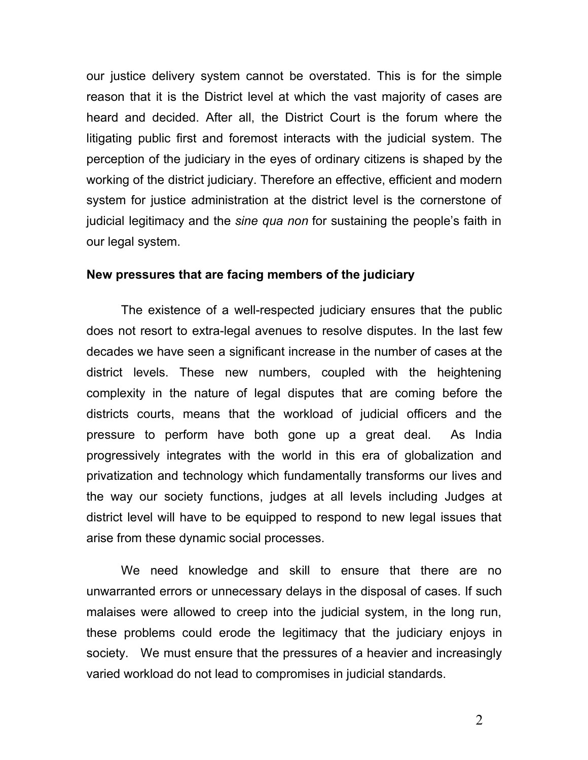our justice delivery system cannot be overstated. This is for the simple reason that it is the District level at which the vast majority of cases are heard and decided. After all, the District Court is the forum where the litigating public first and foremost interacts with the judicial system. The perception of the judiciary in the eyes of ordinary citizens is shaped by the working of the district judiciary. Therefore an effective, efficient and modern system for justice administration at the district level is the cornerstone of judicial legitimacy and the *sine qua non* for sustaining the people's faith in our legal system.

**New pressures that are facing members of the judiciary**

The existence of a well-respected judiciary ensures that the public does not resort to extra-legal avenues to resolve disputes. In the last few decades we have seen a significant increase in the number of cases at the district levels. These new numbers, coupled with the heightening complexity in the nature of legal disputes that are coming before the districts courts, means that the workload of judicial officers and the pressure to perform have both gone up a great deal. As India progressively integrates with the world in this era of globalization and privatization and technology which fundamentally transforms our lives and the way our society functions, judges at all levels including Judges at district level will have to be equipped to respond to new legal issues that arise from these dynamic social processes.

We need knowledge and skill to ensure that there are no unwarranted errors or unnecessary delays in the disposal of cases. If such malaises were allowed to creep into the judicial system, in the long run, these problems could erode the legitimacy that the judiciary enjoys in society. We must ensure that the pressures of a heavier and increasingly varied workload do not lead to compromises in judicial standards.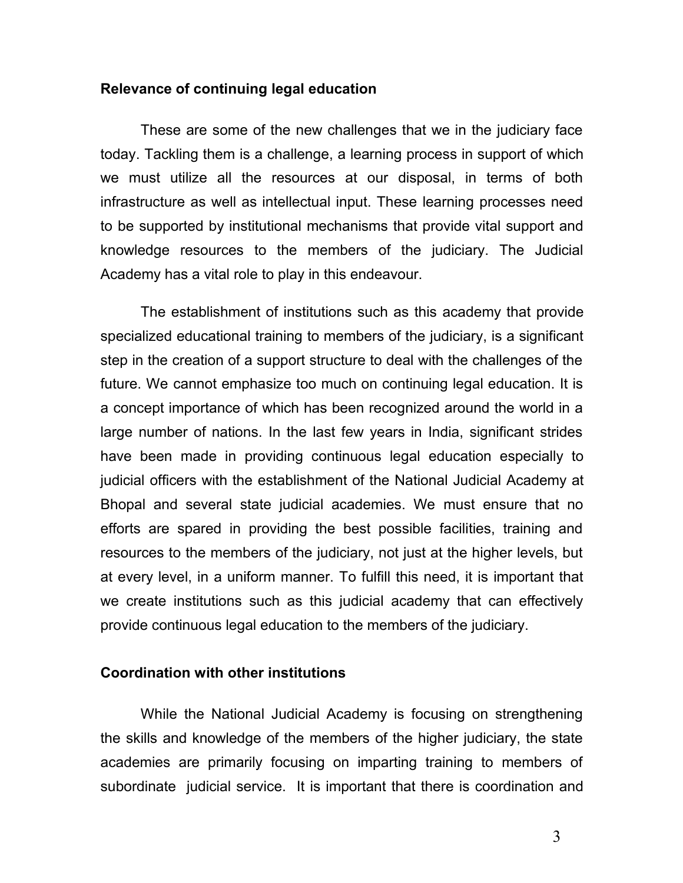**Relevance of continuing legal education**

These are some of the new challenges that we in the judiciary face today. Tackling them is a challenge, a learning process in support of which we must utilize all the resources at our disposal, in terms of both infrastructure as well as intellectual input. These learning processes need to be supported by institutional mechanisms that provide vital support and knowledge resources to the members of the judiciary. The Judicial Academy has a vital role to play in this endeavour.

The establishment of institutions such as this academy that provide specialized educational training to members of the judiciary, is a significant step in the creation of a support structure to deal with the challenges of the future. We cannot emphasize too much on continuing legal education. It is a concept importance of which has been recognized around the world in a large number of nations. In the last few years in India, significant strides have been made in providing continuous legal education especially to judicial officers with the establishment of the National Judicial Academy at Bhopal and several state judicial academies. We must ensure that no efforts are spared in providing the best possible facilities, training and resources to the members of the judiciary, not just at the higher levels, but at every level, in a uniform manner. To fulfill this need, it is important that we create institutions such as this judicial academy that can effectively provide continuous legal education to the members of the judiciary.

**Coordination with other institutions**

While the National Judicial Academy is focusing on strengthening the skills and knowledge of the members of the higher judiciary, the state academies are primarily focusing on imparting training to members of subordinate judicial service. It is important that there is coordination and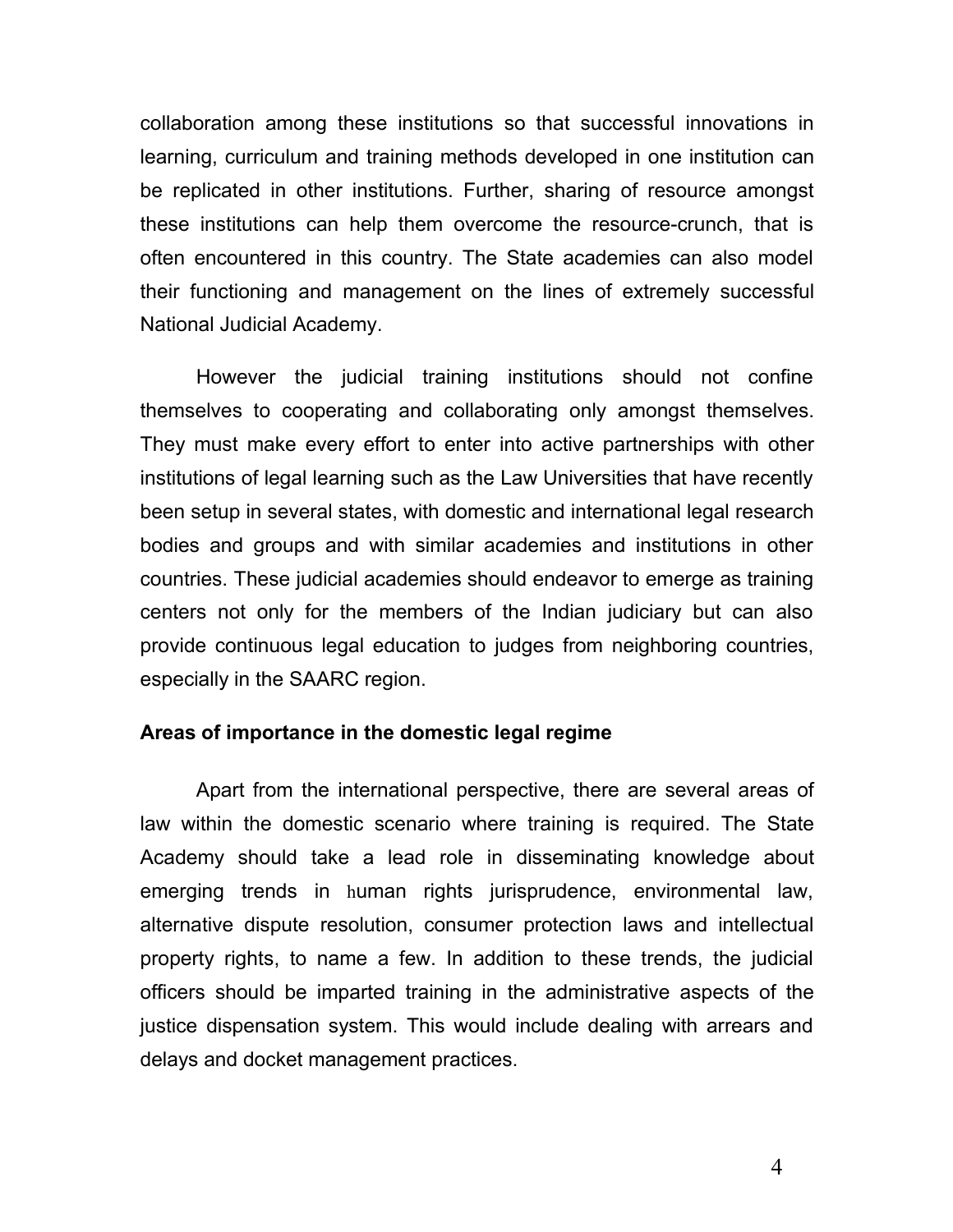collaboration among these institutions so that successful innovations in learning, curriculum and training methods developed in one institution can be replicated in other institutions. Further, sharing of resource amongst these institutions can help them overcome the resource-crunch, that is often encountered in this country. The State academies can also model their functioning and management on the lines of extremely successful National Judicial Academy.

However the judicial training institutions should not confine themselves to cooperating and collaborating only amongst themselves. They must make every effort to enter into active partnerships with other institutions of legal learning such as the Law Universities that have recently been setup in several states, with domestic and international legal research bodies and groups and with similar academies and institutions in other countries. These judicial academies should endeavor to emerge as training centers not only for the members of the Indian judiciary but can also provide continuous legal education to judges from neighboring countries, especially in the SAARC region.

**Areas of importance in the domestic legal regime**

Apart from the international perspective, there are several areas of law within the domestic scenario where training is required. The State Academy should take a lead role in disseminating knowledge about emerging trends in human rights jurisprudence, environmental law, alternative dispute resolution, consumer protection laws and intellectual property rights, to name a few. In addition to these trends, the judicial officers should be imparted training in the administrative aspects of the justice dispensation system. This would include dealing with arrears and delays and docket management practices.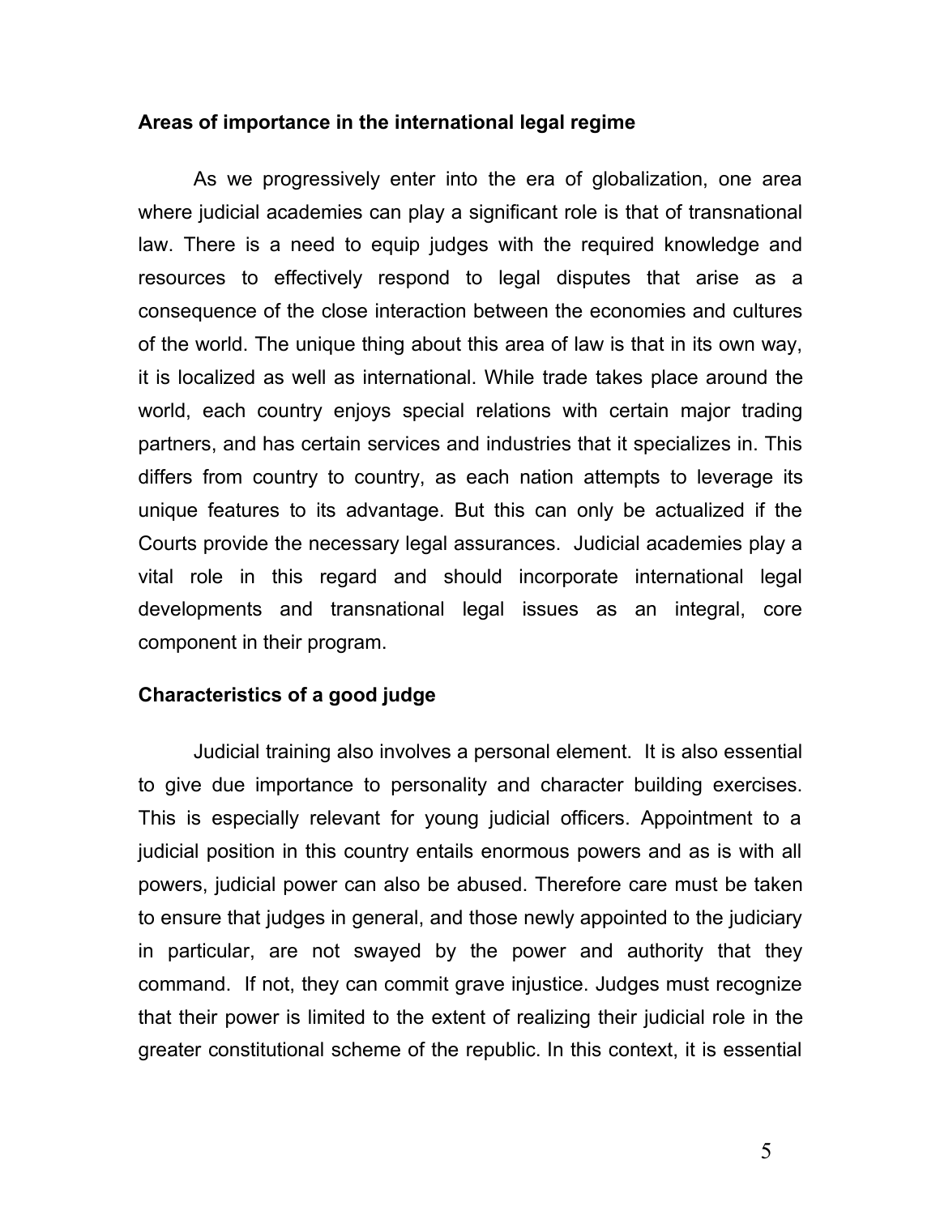## Areas of importance in the international legal regime

As we progressively enter into the era of globalization, one area where judicial academies can play a significant role is that of transnational law. There is a need to equip judges with the required knowledge and resources to effectively respond to legal disputes that arise as a consequence of the close interaction between the economies and cultures of the world. The unique thing about this area of law is that in its own way, it is localized as well as international. While trade takes place around the world, each country enjoys special relations with certain major trading partners, and has certain services and industries that it specializes in. This differs from country to country, as each nation attempts to leverage its unique features to its advantage. But this can only be actualized if the Courts provide the necessary legal assurances. Judicial academies play a vital role in this regard and should incorporate international legal developments and transnational legal issues as an integral, core component in their program.

## Characteristics of a good judge

Judicial training also involves a personal element. It is also essential to give due importance to personality and character building exercises. This is especially relevant for young judicial officers. Appointment to a judicial position in this country entails enormous powers and as is with all powers, judicial power can also be abused. Therefore care must be taken to ensure that judges in general, and those newly appointed to the judiciary in particular, are not swayed by the power and authority that they command. If not, they can commit grave injustice. Judges must recognize that their power is limited to the extent of realizing their judicial role in the greater constitutional scheme of the republic. In this context, it is essential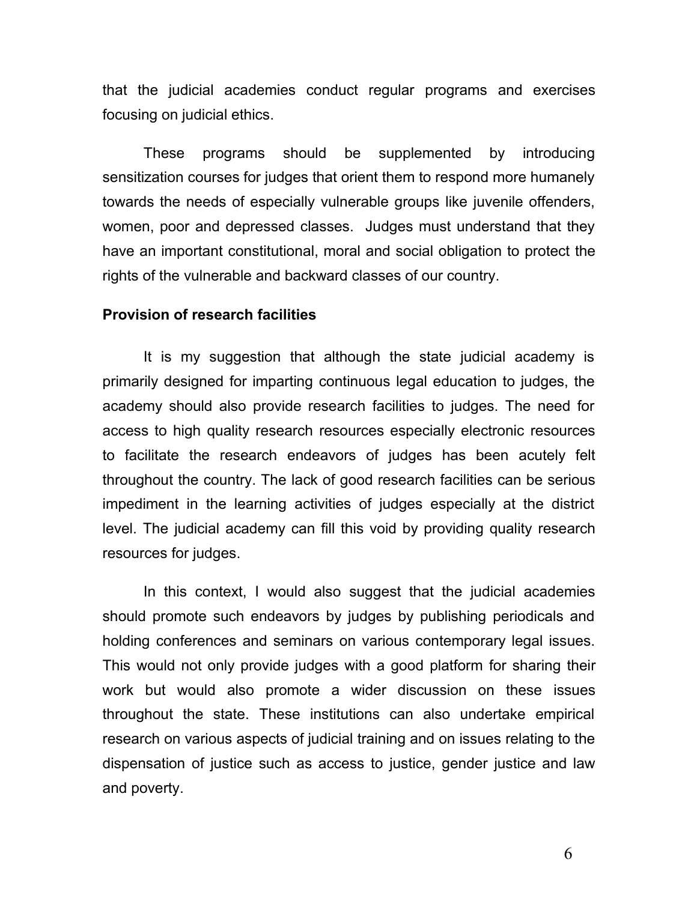that the judicial academies conduct regular programs and exercises focusing on judicial ethics.

These programs should be supplemented by introducing sensitization courses for judges that orient them to respond more humanely towards the needs of especially vulnerable groups like juvenile offenders, women, poor and depressed classes. Judges must understand that they have an important constitutional, moral and social obligation to protect the rights of the vulnerable and backward classes of our country.

**Provision of research facilities**

It is my suggestion that although the state judicial academy is primarily designed for imparting continuous legal education to judges, the academy should also provide research facilities to judges. The need for access to high quality research resources especially electronic resources to facilitate the research endeavors of judges has been acutely felt throughout the country. The lack of good research facilities can be serious impediment in the learning activities of judges especially at the district level. The judicial academy can fill this void by providing quality research resources for judges.

In this context, I would also suggest that the judicial academies should promote such endeavors by judges by publishing periodicals and holding conferences and seminars on various contemporary legal issues. This would not only provide judges with a good platform for sharing their work but would also promote a wider discussion on these issues throughout the state. These institutions can also undertake empirical research on various aspects of judicial training and on issues relating to the dispensation of justice such as access to justice, gender justice and law and poverty.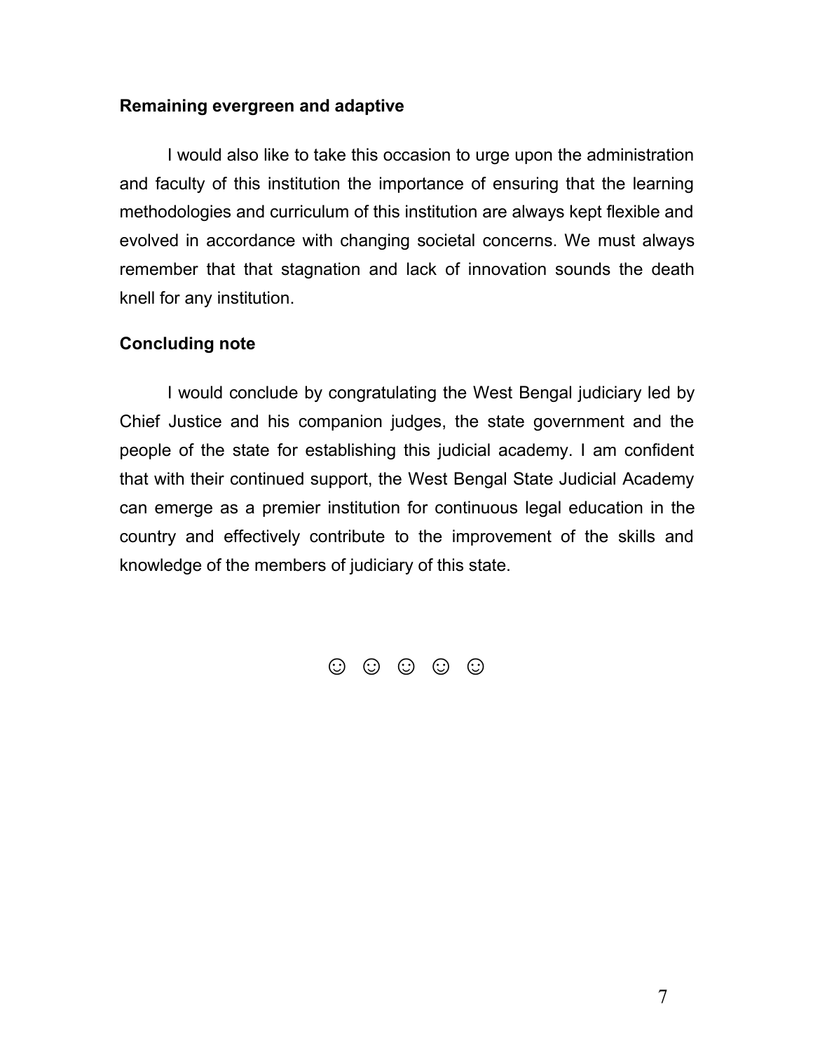**Remaining evergreen and adaptive**

I would also like to take this occasion to urge upon the administration and faculty of this institution the importance of ensuring that the learning methodologies and curriculum of this institution are always kept flexible and evolved in accordance with changing societal concerns. We must always remember that that stagnation and lack of innovation sounds the death knell for any institution.

**Concluding note**

I would conclude by congratulating the West Bengal judiciary led by Chief Justice and his companion judges, the state government and the people of the state for establishing this judicial academy. I am confident that with their continued support, the West Bengal State Judicial Academy can emerge as a premier institution for continuous legal education in the country and effectively contribute to the improvement of the skills and knowledge of the members of judiciary of this state.

☺ ☺ ☺ ☺ ☺